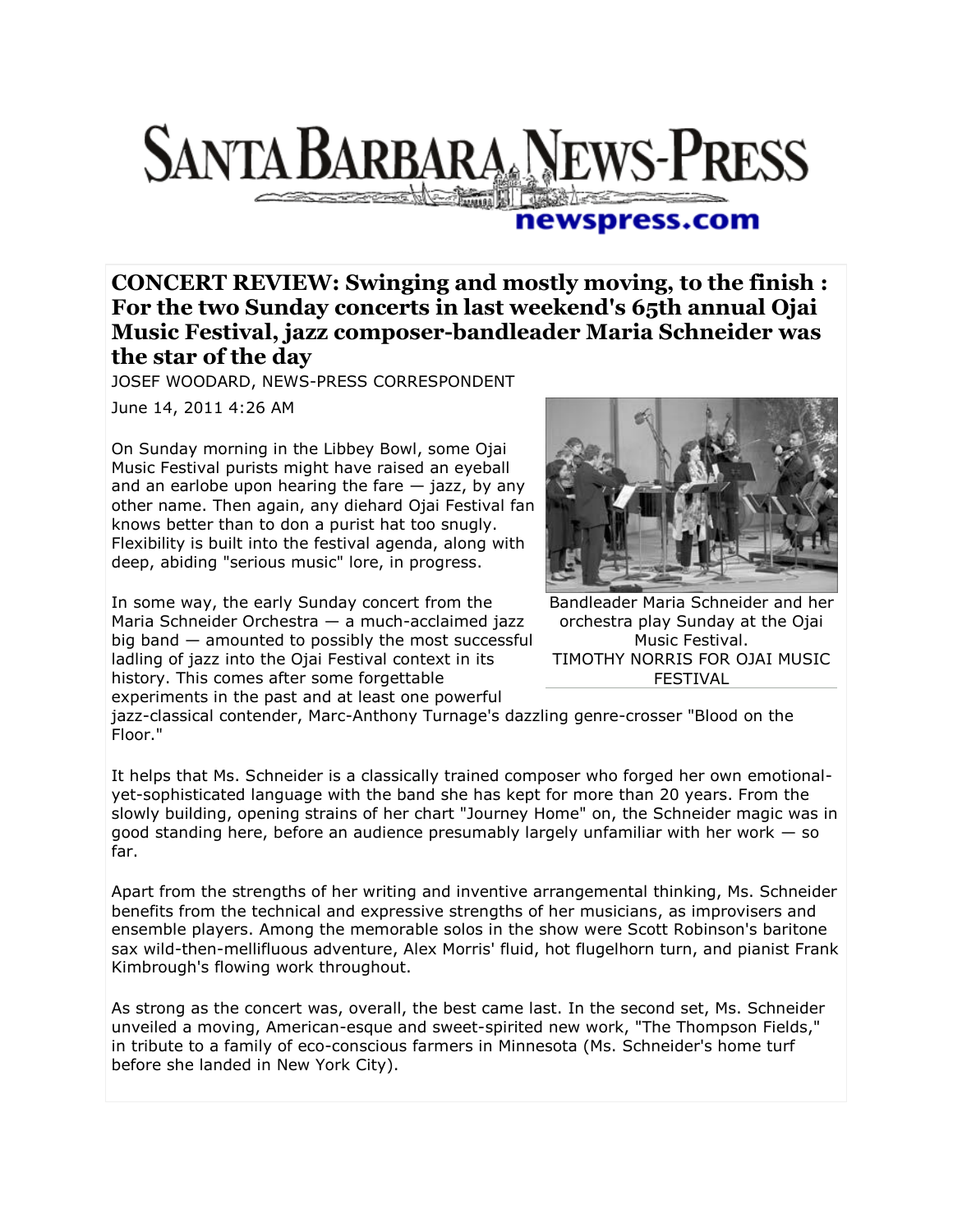# SANTA BARBARA NEWS-PRESS

newspress.com

## CONCERT REVIEW: Swinging and mostly moving, to the finish : For the two Sunday concerts in last weekend's 65th annual Ojai Music Festival, jazz composer-bandleader Maria Schneider was the star of the day

JOSEF WOODARD, NEWS-PRESS CORRESPONDENT

June 14, 2011 4:26 AM

On Sunday morning in the Libbey Bowl, some Ojai Music Festival purists might have raised an eyeball and an earlobe upon hearing the fare — jazz, by any other name. Then again, any diehard Ojai Festival fan knows better than to don a purist hat too snugly. Flexibility is built into the festival agenda, along with deep, abiding "serious music" lore, in progress.

Bandleader Maria Schneider and her orchestra play Sunday at the Ojai Music Festival.
TIMOTHY NORRIS FOR OJAI MUSIC FESTIVAL

In some way, the early Sunday concert from the Maria Schneider Orchestra — a much-acclaimed jazz big band — amounted to possibly the most successful ladling of jazz into the Ojai Festival context in its history. This comes after some forgettable experiments in the past and at least one powerful jazz-classical contender, Marc-Anthony Turnage's dazzling genre-crosser "Blood on the Floor."

It helps that Ms. Schneider is a classically trained composer who forged her own emotional-yet-sophisticated language with the band she has kept for more than 20 years. From the slowly building, opening strains of her chart "Journey Home" on, the Schneider magic was in good standing here, before an audience presumably largely unfamiliar with her work — so far.

Apart from the strengths of her writing and inventive arrangemental thinking, Ms. Schneider benefits from the technical and expressive strengths of her musicians, as improvisers and ensemble players. Among the memorable solos in the show were Scott Robinson's baritone sax wild-then-mellifluous adventure, Alex Morris' fluid, hot flugelhorn turn, and pianist Frank Kimbrough's flowing work throughout.

As strong as the concert was, overall, the best came last. In the second set, Ms. Schneider unveiled a moving, American-esque and sweet-spirited new work, "The Thompson Fields," in tribute to a family of eco-conscious farmers in Minnesota (Ms. Schneider's home turf before she landed in New York City).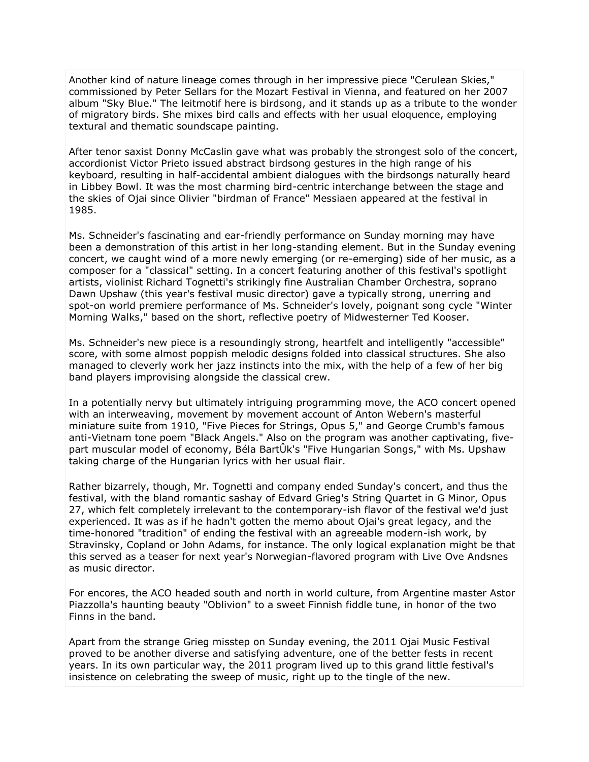Another kind of nature lineage comes through in her impressive piece "Cerulean Skies," commissioned by Peter Sellars for the Mozart Festival in Vienna, and featured on her 2007 album "Sky Blue." The leitmotif here is birdsong, and it stands up as a tribute to the wonder of migratory birds. She mixes bird calls and effects with her usual eloquence, employing textural and thematic soundscape painting.

After tenor saxist Donny McCaslin gave what was probably the strongest solo of the concert, accordionist Victor Prieto issued abstract birdsong gestures in the high range of his keyboard, resulting in half-accidental ambient dialogues with the birdsongs naturally heard in Libbey Bowl. It was the most charming bird-centric interchange between the stage and the skies of Ojai since Olivier "birdman of France" Messiaen appeared at the festival in 1985.

Ms. Schneider's fascinating and ear-friendly performance on Sunday morning may have been a demonstration of this artist in her long-standing element. But in the Sunday evening concert, we caught wind of a more newly emerging (or re-emerging) side of her music, as a composer for a "classical" setting. In a concert featuring another of this festival's spotlight artists, violinist Richard Tognetti's strikingly fine Australian Chamber Orchestra, soprano Dawn Upshaw (this year's festival music director) gave a typically strong, unerring and spot-on world premiere performance of Ms. Schneider's lovely, poignant song cycle "Winter Morning Walks," based on the short, reflective poetry of Midwesterner Ted Kooser.

Ms. Schneider's new piece is a resoundingly strong, heartfelt and intelligently "accessible" score, with some almost poppish melodic designs folded into classical structures. She also managed to cleverly work her jazz instincts into the mix, with the help of a few of her big band players improvising alongside the classical crew.

In a potentially nervy but ultimately intriguing programming move, the ACO concert opened with an interweaving, movement by movement account of Anton Webern's masterful miniature suite from 1910, "Five Pieces for Strings, Opus 5," and George Crumb's famous anti-Vietnam tone poem "Black Angels." Also on the program was another captivating, five-part muscular model of economy, Béla BartÛk's "Five Hungarian Songs," with Ms. Upshaw taking charge of the Hungarian lyrics with her usual flair.

Rather bizarrely, though, Mr. Tognetti and company ended Sunday's concert, and thus the festival, with the bland romantic sashay of Edvard Grieg's String Quartet in G Minor, Opus 27, which felt completely irrelevant to the contemporary-ish flavor of the festival we'd just experienced. It was as if he hadn't gotten the memo about Ojai's great legacy, and the time-honored "tradition" of ending the festival with an agreeable modern-ish work, by Stravinsky, Copland or John Adams, for instance. The only logical explanation might be that this served as a teaser for next year's Norwegian-flavored program with Live Ove Andsnes as music director.

For encores, the ACO headed south and north in world culture, from Argentine master Astor Piazzolla's haunting beauty "Oblivion" to a sweet Finnish fiddle tune, in honor of the two Finns in the band.

Apart from the strange Grieg misstep on Sunday evening, the 2011 Ojai Music Festival proved to be another diverse and satisfying adventure, one of the better fests in recent years. In its own particular way, the 2011 program lived up to this grand little festival's insistence on celebrating the sweep of music, right up to the tingle of the new.